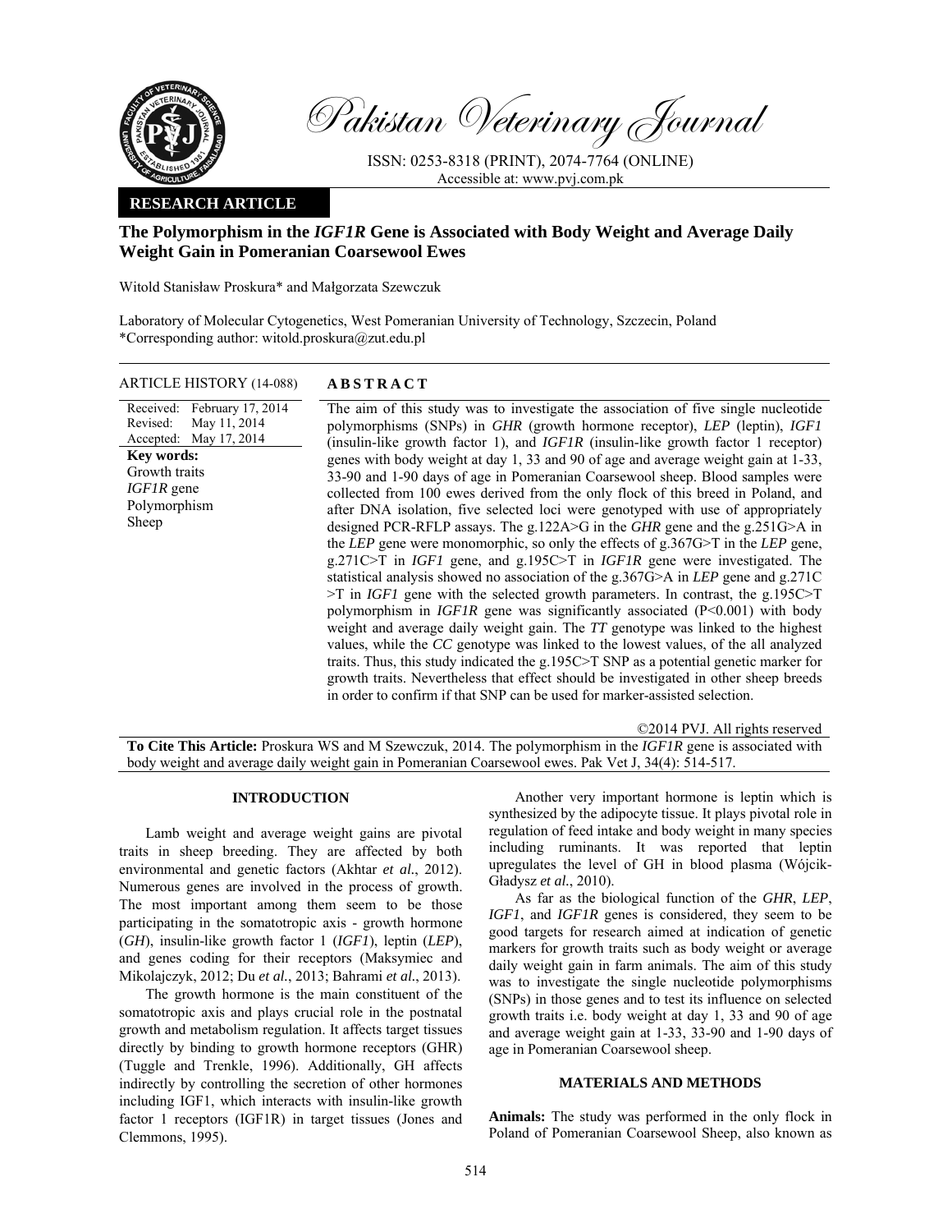Pakistan Veterinary Journal

ISSN: 0253-8318 (PRINT), 2074-7764 (ONLINE)
Accessible at: www.pvj.com.pk

**RESEARCH ARTICLE**

# The Polymorphism in the *IGF1R* Gene is Associated with Body Weight and Average Daily Weight Gain in Pomeranian Coarsewool Ewes

Witold Stanisław Proskura* and Małgorzata Szewczuk

Laboratory of Molecular Cytogenetics, West Pomeranian University of Technology, Szczecin, Poland
*Corresponding author: witold.proskura@zut.edu.pl

**ARTICLE HISTORY** (14-088)

Received: February 17, 2014
Revised: May 11, 2014
Accepted: May 17, 2014

**Key words:**
Growth traits
*IGF1R* gene
Polymorphism
Sheep

## ABSTRACT

The aim of this study was to investigate the association of five single nucleotide polymorphisms (SNPs) in *GHR* (growth hormone receptor), *LEP* (leptin), *IGF1* (insulin-like growth factor 1), and *IGF1R* (insulin-like growth factor 1 receptor) genes with body weight at day 1, 33 and 90 of age and average weight gain at 1-33, 33-90 and 1-90 days of age in Pomeranian Coarsewool sheep. Blood samples were collected from 100 ewes derived from the only flock of this breed in Poland, and after DNA isolation, five selected loci were genotyped with use of appropriately designed PCR-RFLP assays. The g.122A>G in the *GHR* gene and the g.251G>A in the *LEP* gene were monomorphic, so only the effects of g.367G>T in the *LEP* gene, g.271C>T in *IGF1* gene, and g.195C>T in *IGF1R* gene were investigated. The statistical analysis showed no association of the g.367G>A in *LEP* gene and g.271C >T in *IGF1* gene with the selected growth parameters. In contrast, the g.195C>T polymorphism in *IGF1R* gene was significantly associated (P<0.001) with body weight and average daily weight gain. The *TT* genotype was linked to the highest values, while the *CC* genotype was linked to the lowest values, of the all analyzed traits. Thus, this study indicated the g.195C>T SNP as a potential genetic marker for growth traits. Nevertheless that effect should be investigated in other sheep breeds in order to confirm if that SNP can be used for marker-assisted selection.

©2014 PVJ. All rights reserved

**To Cite This Article:** Proskura WS and M Szewczuk, 2014. The polymorphism in the *IGF1R* gene is associated with body weight and average daily weight gain in Pomeranian Coarsewool ewes. Pak Vet J, 34(4): 514-517.

## INTRODUCTION

Lamb weight and average weight gains are pivotal traits in sheep breeding. They are affected by both environmental and genetic factors (Akhtar *et al.*, 2012). Numerous genes are involved in the process of growth. The most important among them seem to be those participating in the somatotropic axis - growth hormone (*GH*), insulin-like growth factor 1 (*IGF1*), leptin (*LEP*), and genes coding for their receptors (Maksymiec and Mikolajczyk, 2012; Du *et al.*, 2013; Bahrami *et al.*, 2013).

The growth hormone is the main constituent of the somatotropic axis and plays crucial role in the postnatal growth and metabolism regulation. It affects target tissues directly by binding to growth hormone receptors (GHR) (Tuggle and Trenkle, 1996). Additionally, GH affects indirectly by controlling the secretion of other hormones including IGF1, which interacts with insulin-like growth factor 1 receptors (IGF1R) in target tissues (Jones and Clemmons, 1995).

Another very important hormone is leptin which is synthesized by the adipocyte tissue. It plays pivotal role in regulation of feed intake and body weight in many species including ruminants. It was reported that leptin upregulates the level of GH in blood plasma (Wójcik-Gładysz *et al.*, 2010).

As far as the biological function of the *GHR*, *LEP*, *IGF1*, and *IGF1R* genes is considered, they seem to be good targets for research aimed at indication of genetic markers for growth traits such as body weight or average daily weight gain in farm animals. The aim of this study was to investigate the single nucleotide polymorphisms (SNPs) in those genes and to test its influence on selected growth traits i.e. body weight at day 1, 33 and 90 of age and average weight gain at 1-33, 33-90 and 1-90 days of age in Pomeranian Coarsewool sheep.

## MATERIALS AND METHODS

**Animals:** The study was performed in the only flock in Poland of Pomeranian Coarsewool Sheep, also known as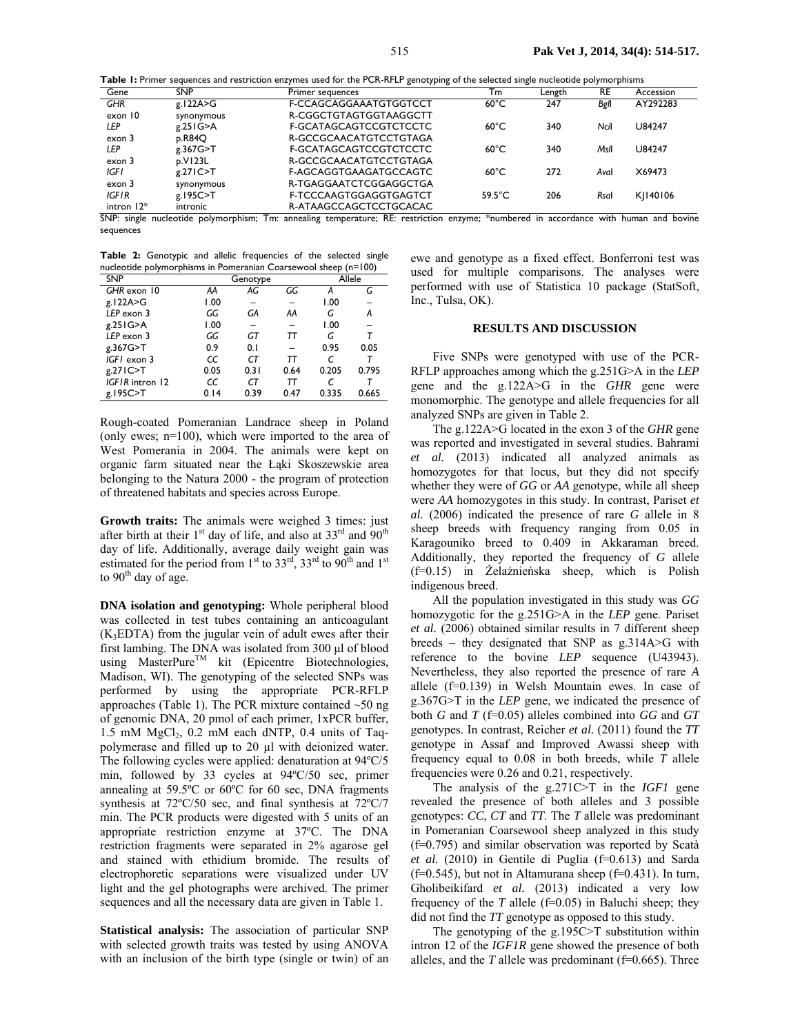**Table 1:** Primer sequences and restriction enzymes used for the PCR-RFLP genotyping of the selected single nucleotide polymorphisms

| Gene | SNP | Primer sequences | Tm | Length | RE | Accession |
|---|---|---|---|---|---|---|
| *GHR* | g.122A>G | F-CCAGCAGGAAATGTGGTCCT | 60°C | 247 | *BglI* | AY292283 |
| exon 10 | synonymous | R-CGGCTGTAGTGGTAAGGCTT | | | | |
| *LEP* | g.251G>A | F-GCATAGCAGTCCGTCTCCTC | 60°C | 340 | *NciI* | U84247 |
| exon 3 | p.R84Q | R-GCCGCAACATGTCCTGTAGA | | | | |
| *LEP* | g.367G>T | F-GCATAGCAGTCCGTCTCCTC | 60°C | 340 | *MslI* | U84247 |
| exon 3 | p.V123L | R-GCCGCAACATGTCCTGTAGA | | | | |
| *IGF1* | g.271C>T | F-AGCAGGTGAAGATGCCAGTC | 60°C | 272 | *AvaI* | X69473 |
| exon 3 | synonymous | R-TGAGGAATCTCGGAGGCTGA | | | | |
| *IGF1R* | g.195C>T | F-TCCCAAGTGGAGGTGAGTCT | 59.5°C | 206 | *RsaI* | KJ140106 |
| intron 12* | intronic | R-ATAAGCCAGCTCCTGCACAC | | | | |

SNP: single nucleotide polymorphism; Tm: annealing temperature; RE: restriction enzyme; *numbered in accordance with human and bovine sequences

**Table 2:** Genotypic and allelic frequencies of the selected single nucleotide polymorphisms in Pomeranian Coarsewool sheep (n=100)

| SNP | Genotype | | | Allele | |
|---|---|---|---|---|---|
| *GHR* exon 10 | *AA* | *AG* | *GG* | *A* | *G* |
| g.122A>G | 1.00 | – | – | 1.00 | – |
| *LEP* exon 3 | *GG* | *GA* | *AA* | *G* | *A* |
| g.251G>A | 1.00 | – | – | 1.00 | – |
| *LEP* exon 3 | *GG* | *GT* | *TT* | *G* | *T* |
| g.367G>T | 0.9 | 0.1 | – | 0.95 | 0.05 |
| *IGF1* exon 3 | *CC* | *CT* | *TT* | *C* | *T* |
| g.271C>T | 0.05 | 0.31 | 0.64 | 0.205 | 0.795 |
| *IGF1R* intron 12 | *CC* | *CT* | *TT* | *C* | *T* |
| g.195C>T | 0.14 | 0.39 | 0.47 | 0.335 | 0.665 |

Rough-coated Pomeranian Landrace sheep in Poland (only ewes; n=100), which were imported to the area of West Pomerania in 2004. The animals were kept on organic farm situated near the Łąki Skoszewskie area belonging to the Natura 2000 - the program of protection of threatened habitats and species across Europe.

**Growth traits:** The animals were weighed 3 times: just after birth at their 1st day of life, and also at 33rd and 90th day of life. Additionally, average daily weight gain was estimated for the period from 1st to 33rd, 33rd to 90th and 1st to 90th day of age.

**DNA isolation and genotyping:** Whole peripheral blood was collected in test tubes containing an anticoagulant ($K_3EDTA$) from the jugular vein of adult ewes after their first lambing. The DNA was isolated from 300 µl of blood using MasterPure™ kit (Epicentre Biotechnologies, Madison, WI). The genotyping of the selected SNPs was performed by using the appropriate PCR-RFLP approaches (Table 1). The PCR mixture contained ~50 ng of genomic DNA, 20 pmol of each primer, 1xPCR buffer, 1.5 mM $MgCl_2$, 0.2 mM each dNTP, 0.4 units of Taq-polymerase and filled up to 20 µl with deionized water. The following cycles were applied: denaturation at 94ºC/5 min, followed by 33 cycles at 94ºC/50 sec, primer annealing at 59.5ºC or 60ºC for 60 sec, DNA fragments synthesis at 72ºC/50 sec, and final synthesis at 72ºC/7 min. The PCR products were digested with 5 units of an appropriate restriction enzyme at 37ºC. The DNA restriction fragments were separated in 2% agarose gel and stained with ethidium bromide. The results of electrophoretic separations were visualized under UV light and the gel photographs were archived. The primer sequences and all the necessary data are given in Table 1.

**Statistical analysis:** The association of particular SNP with selected growth traits was tested by using ANOVA with an inclusion of the birth type (single or twin) of an ewe and genotype as a fixed effect. Bonferroni test was used for multiple comparisons. The analyses were performed with use of Statistica 10 package (StatSoft, Inc., Tulsa, OK).

## RESULTS AND DISCUSSION

Five SNPs were genotyped with use of the PCR-RFLP approaches among which the g.251G>A in the *LEP* gene and the g.122A>G in the *GHR* gene were monomorphic. The genotype and allele frequencies for all analyzed SNPs are given in Table 2.

The g.122A>G located in the exon 3 of the *GHR* gene was reported and investigated in several studies. Bahrami *et al.* (2013) indicated all analyzed animals as homozygotes for that locus, but they did not specify whether they were of *GG* or *AA* genotype, while all sheep were *AA* homozygotes in this study. In contrast, Pariset *et al.* (2006) indicated the presence of rare *G* allele in 8 sheep breeds with frequency ranging from 0.05 in Karagouniko breed to 0.409 in Akkaraman breed. Additionally, they reported the frequency of *G* allele (f=0.15) in Żelaźnieńska sheep, which is Polish indigenous breed.

All the population investigated in this study was *GG* homozygotic for the g.251G>A in the *LEP* gene. Pariset *et al.* (2006) obtained similar results in 7 different sheep breeds – they designated that SNP as g.314A>G with reference to the bovine *LEP* sequence (U43943). Nevertheless, they also reported the presence of rare *A* allele (f=0.139) in Welsh Mountain ewes. In case of g.367G>T in the *LEP* gene, we indicated the presence of both *G* and *T* (f=0.05) alleles combined into *GG* and *GT* genotypes. In contrast, Reicher *et al.* (2011) found the *TT* genotype in Assaf and Improved Awassi sheep with frequency equal to 0.08 in both breeds, while *T* allele frequencies were 0.26 and 0.21, respectively.

The analysis of the g.271C>T in the *IGF1* gene revealed the presence of both alleles and 3 possible genotypes: *CC*, *CT* and *TT*. The *T* allele was predominant in Pomeranian Coarsewool sheep analyzed in this study (f=0.795) and similar observation was reported by Scatà *et al.* (2010) in Gentile di Puglia (f=0.613) and Sarda (f=0.545), but not in Altamurana sheep (f=0.431). In turn, Gholibeikifard *et al.* (2013) indicated a very low frequency of the *T* allele (f=0.05) in Baluchi sheep; they did not find the *TT* genotype as opposed to this study.

The genotyping of the g.195C>T substitution within intron 12 of the *IGF1R* gene showed the presence of both alleles, and the *T* allele was predominant (f=0.665). Three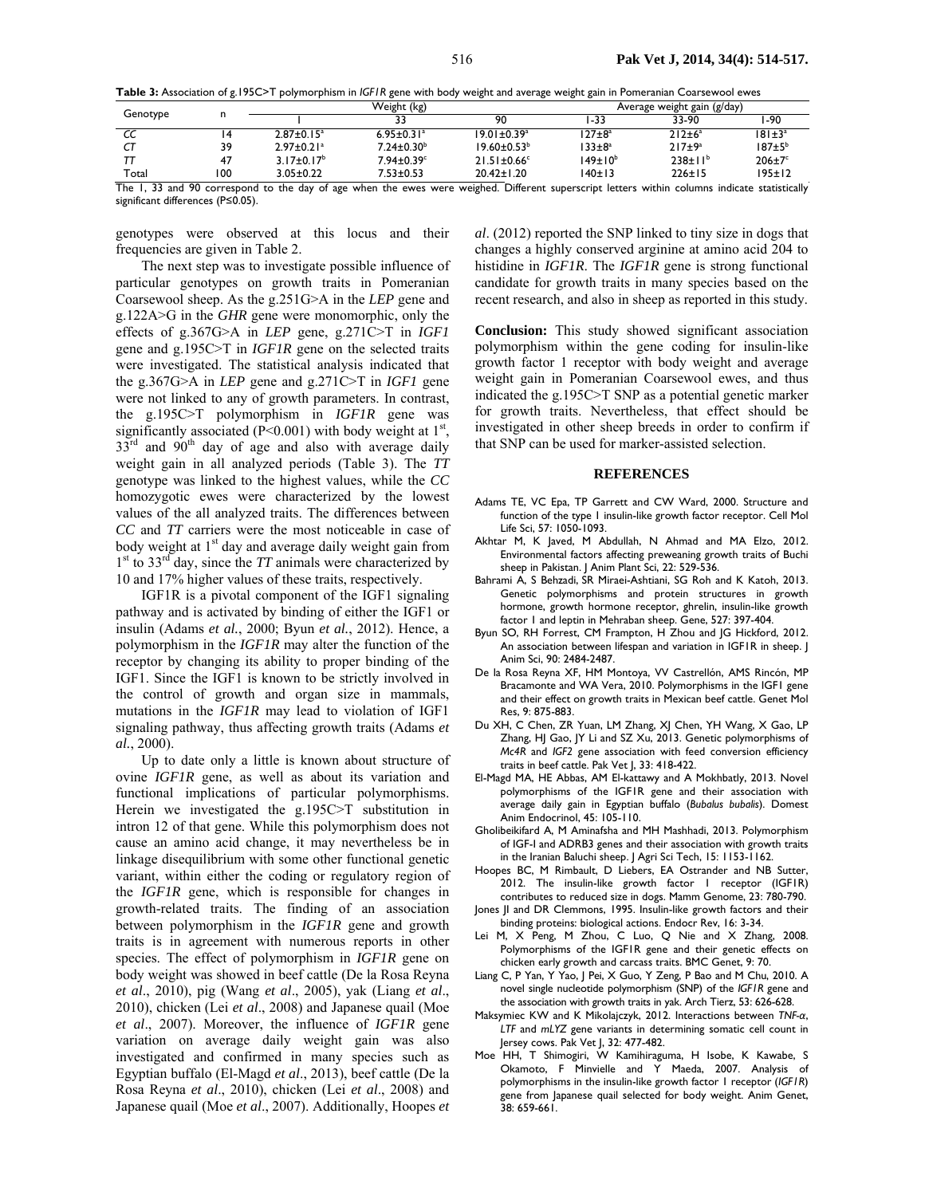**Table 3:** Association of g.195C>T polymorphism in *IGF1R* gene with body weight and average weight gain in Pomeranian Coarsewool ewes

| Genotype | n | Weight (kg) | | | Average weight gain (g/day) | | |
|---|---|---|---|---|---|---|---|
| | | 1 | 33 | 90 | 1-33 | 33-90 | 1-90 |
| *CC* | 14 | 2.87±0.15[a] | 6.95±0.31[a] | 19.01±0.39[a] | 127±8[a] | 212±6[a] | 181±3[a] |
| *CT* | 39 | 2.97±0.21[a] | 7.24±0.30[b] | 19.60±0.53[b] | 133±8[a] | 217±9[a] | 187±5[b] |
| *TT* | 47 | 3.17±0.17[b] | 7.94±0.39[c] | 21.51±0.66[c] | 149±10[b] | 238±11[b] | 206±7[c] |
| Total | 100 | 3.05±0.22 | 7.53±0.53 | 20.42±1.20 | 140±13 | 226±15 | 195±12 |

The 1, 33 and 90 correspond to the day of age when the ewes were weighed. Different superscript letters within columns indicate statistically significant differences (P≤0.05).

genotypes were observed at this locus and their frequencies are given in Table 2.

The next step was to investigate possible influence of particular genotypes on growth traits in Pomeranian Coarsewool sheep. As the g.251G>A in the *LEP* gene and g.122A>G in the *GHR* gene were monomorphic, only the effects of g.367G>A in *LEP* gene, g.271C>T in *IGF1* gene and g.195C>T in *IGF1R* gene on the selected traits were investigated. The statistical analysis indicated that the g.367G>A in *LEP* gene and g.271C>T in *IGF1* gene were not linked to any of growth parameters. In contrast, the g.195C>T polymorphism in *IGF1R* gene was significantly associated ($P<0.001$) with body weight at 1[st], 33[rd] and 90[th] day of age and also with average daily weight gain in all analyzed periods (Table 3). The *TT* genotype was linked to the highest values, while the *CC* homozygotic ewes were characterized by the lowest values of the all analyzed traits. The differences between *CC* and *TT* carriers were the most noticeable in case of body weight at 1[st] day and average daily weight gain from 1[st] to 33[rd] day, since the *TT* animals were characterized by 10 and 17% higher values of these traits, respectively.

IGF1R is a pivotal component of the IGF1 signaling pathway and is activated by binding of either the IGF1 or insulin (Adams *et al.*, 2000; Byun *et al.*, 2012). Hence, a polymorphism in the *IGF1R* may alter the function of the receptor by changing its ability to proper binding of the IGF1. Since the IGF1 is known to be strictly involved in the control of growth and organ size in mammals, mutations in the *IGF1R* may lead to violation of IGF1 signaling pathway, thus affecting growth traits (Adams *et al.*, 2000).

Up to date only a little is known about structure of ovine *IGF1R* gene, as well as about its variation and functional implications of particular polymorphisms. Herein we investigated the g.195C>T substitution in intron 12 of that gene. While this polymorphism does not cause an amino acid change, it may nevertheless be in linkage disequilibrium with some other functional genetic variant, within either the coding or regulatory region of the *IGF1R* gene, which is responsible for changes in growth-related traits. The finding of an association between polymorphism in the *IGF1R* gene and growth traits is in agreement with numerous reports in other species. The effect of polymorphism in *IGF1R* gene on body weight was showed in beef cattle (De la Rosa Reyna *et al*., 2010), pig (Wang *et al*., 2005), yak (Liang *et al*., 2010), chicken (Lei *et al*., 2008) and Japanese quail (Moe *et al*., 2007). Moreover, the influence of *IGF1R* gene variation on average daily weight gain was also investigated and confirmed in many species such as Egyptian buffalo (El-Magd *et al*., 2013), beef cattle (De la Rosa Reyna *et al*., 2010), chicken (Lei *et al*., 2008) and Japanese quail (Moe *et al*., 2007). Additionally, Hoopes *et al*. (2012) reported the SNP linked to tiny size in dogs that changes a highly conserved arginine at amino acid 204 to histidine in *IGF1R*. The *IGF1R* gene is strong functional candidate for growth traits in many species based on the recent research, and also in sheep as reported in this study.

**Conclusion:** This study showed significant association polymorphism within the gene coding for insulin-like growth factor 1 receptor with body weight and average weight gain in Pomeranian Coarsewool ewes, and thus indicated the g.195C>T SNP as a potential genetic marker for growth traits. Nevertheless, that effect should be investigated in other sheep breeds in order to confirm if that SNP can be used for marker-assisted selection.

## REFERENCES

Adams TE, VC Epa, TP Garrett and CW Ward, 2000. Structure and function of the type 1 insulin-like growth factor receptor. Cell Mol Life Sci, 57: 1050-1093.

Akhtar M, K Javed, M Abdullah, N Ahmad and MA Elzo, 2012. Environmental factors affecting preweaning growth traits of Buchi sheep in Pakistan. J Anim Plant Sci, 22: 529-536.

Bahrami A, S Behzadi, SR Miraei-Ashtiani, SG Roh and K Katoh, 2013. Genetic polymorphisms and protein structures in growth hormone, growth hormone receptor, ghrelin, insulin-like growth factor 1 and leptin in Mehraban sheep. Gene, 527: 397-404.

Byun SO, RH Forrest, CM Frampton, H Zhou and JG Hickford, 2012. An association between lifespan and variation in IGF1R in sheep. J Anim Sci, 90: 2484-2487.

De la Rosa Reyna XF, HM Montoya, VV Castrellón, AMS Rincón, MP Bracamonte and WA Vera, 2010. Polymorphisms in the IGF1 gene and their effect on growth traits in Mexican beef cattle. Genet Mol Res, 9: 875-883.

Du XH, C Chen, ZR Yuan, LM Zhang, XJ Chen, YH Wang, X Gao, LP Zhang, HJ Gao, JY Li and SZ Xu, 2013. Genetic polymorphisms of *Mc4R* and *IGF2* gene association with feed conversion efficiency traits in beef cattle. Pak Vet J, 33: 418-422.

El-Magd MA, HE Abbas, AM El-kattawy and A Mokhbatly, 2013. Novel polymorphisms of the IGF1R gene and their association with average daily gain in Egyptian buffalo (*Bubalus bubalis*). Domest Anim Endocrinol, 45: 105-110.

Gholibeikifard A, M Aminafsha and MH Mashhadi, 2013. Polymorphism of IGF-I and ADRB3 genes and their association with growth traits in the Iranian Baluchi sheep. J Agri Sci Tech, 15: 1153-1162.

Hoopes BC, M Rimbault, D Liebers, EA Ostrander and NB Sutter, 2012. The insulin-like growth factor 1 receptor (IGF1R) contributes to reduced size in dogs. Mamm Genome, 23: 780-790.

Jones JI and DR Clemmons, 1995. Insulin-like growth factors and their binding proteins: biological actions. Endocr Rev, 16: 3-34.

Lei M, X Peng, M Zhou, C Luo, Q Nie and X Zhang, 2008. Polymorphisms of the IGF1R gene and their genetic effects on chicken early growth and carcass traits. BMC Genet, 9: 70.

Liang C, P Yan, Y Yao, J Pei, X Guo, Y Zeng, P Bao and M Chu, 2010. A novel single nucleotide polymorphism (SNP) of the *IGF1R* gene and the association with growth traits in yak. Arch Tierz, 53: 626-628.

Maksymiec KW and K Mikolajczyk, 2012. Interactions between *TNF-α*, *LTF* and *mLYZ* gene variants in determining somatic cell count in Jersey cows. Pak Vet J, 32: 477-482.

Moe HH, T Shimogiri, W Kamihiraguma, H Isobe, K Kawabe, S Okamoto, F Minvielle and Y Maeda, 2007. Analysis of polymorphisms in the insulin-like growth factor 1 receptor (*IGF1R*) gene from Japanese quail selected for body weight. Anim Genet, 38: 659-661.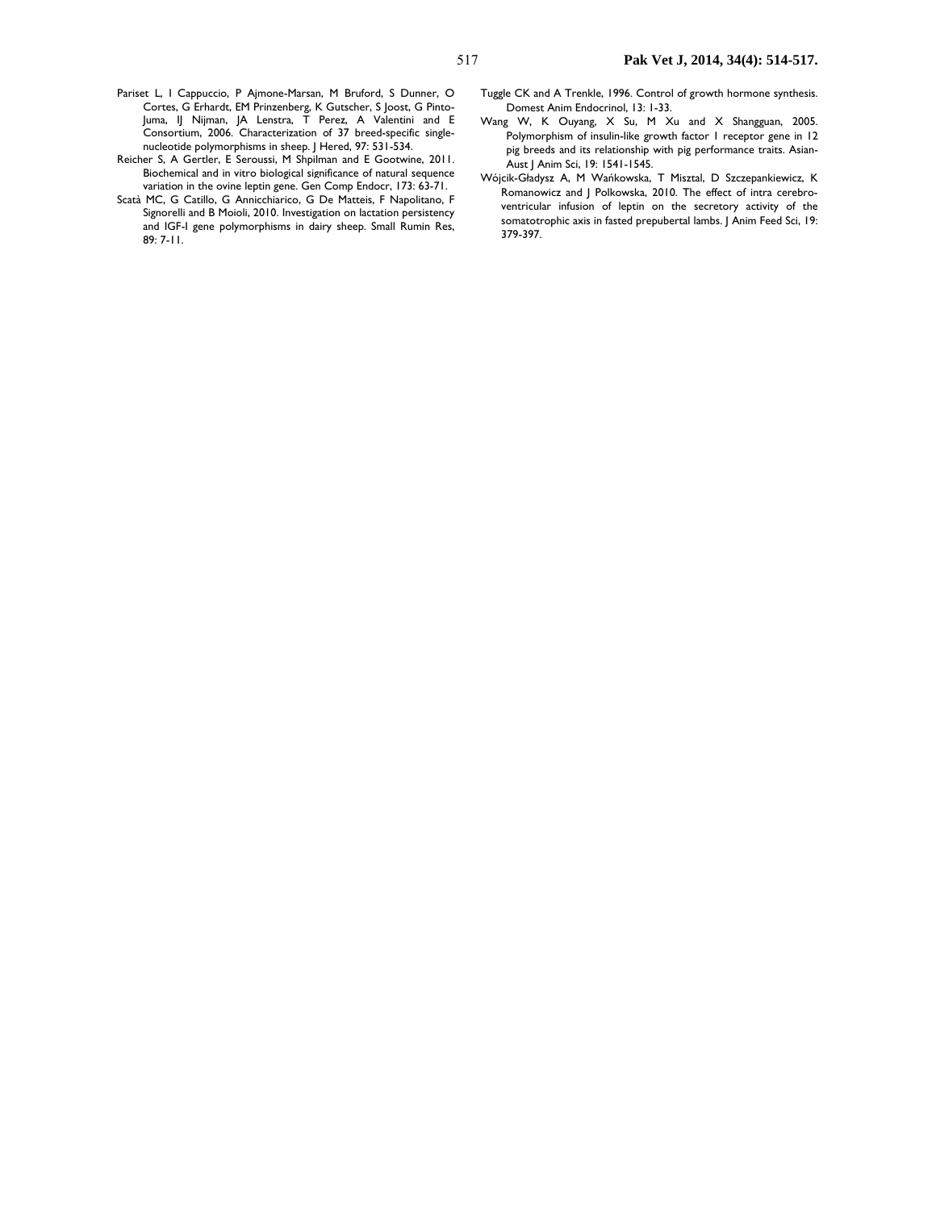Pariset L, I Cappuccio, P Ajmone-Marsan, M Bruford, S Dunner, O Cortes, G Erhardt, EM Prinzenberg, K Gutscher, S Joost, G Pinto-Juma, IJ Nijman, JA Lenstra, T Perez, A Valentini and E Consortium, 2006. Characterization of 37 breed-specific single-nucleotide polymorphisms in sheep. J Hered, 97: 531-534.

Reicher S, A Gertler, E Seroussi, M Shpilman and E Gootwine, 2011. Biochemical and in vitro biological significance of natural sequence variation in the ovine leptin gene. Gen Comp Endocr, 173: 63-71.

Scatà MC, G Catillo, G Annicchiarico, G De Matteis, F Napolitano, F Signorelli and B Moioli, 2010. Investigation on lactation persistency and IGF-I gene polymorphisms in dairy sheep. Small Rumin Res, 89: 7-11.

Tuggle CK and A Trenkle, 1996. Control of growth hormone synthesis. Domest Anim Endocrinol, 13: 1-33.

Wang W, K Ouyang, X Su, M Xu and X Shangguan, 2005. Polymorphism of insulin-like growth factor 1 receptor gene in 12 pig breeds and its relationship with pig performance traits. Asian-Aust J Anim Sci, 19: 1541-1545.

Wójcik-Gładysz A, M Wańkowska, T Misztal, D Szczepankiewicz, K Romanowicz and J Polkowska, 2010. The effect of intra cerebro-ventricular infusion of leptin on the secretory activity of the somatotrophic axis in fasted prepubertal lambs. J Anim Feed Sci, 19: 379-397.